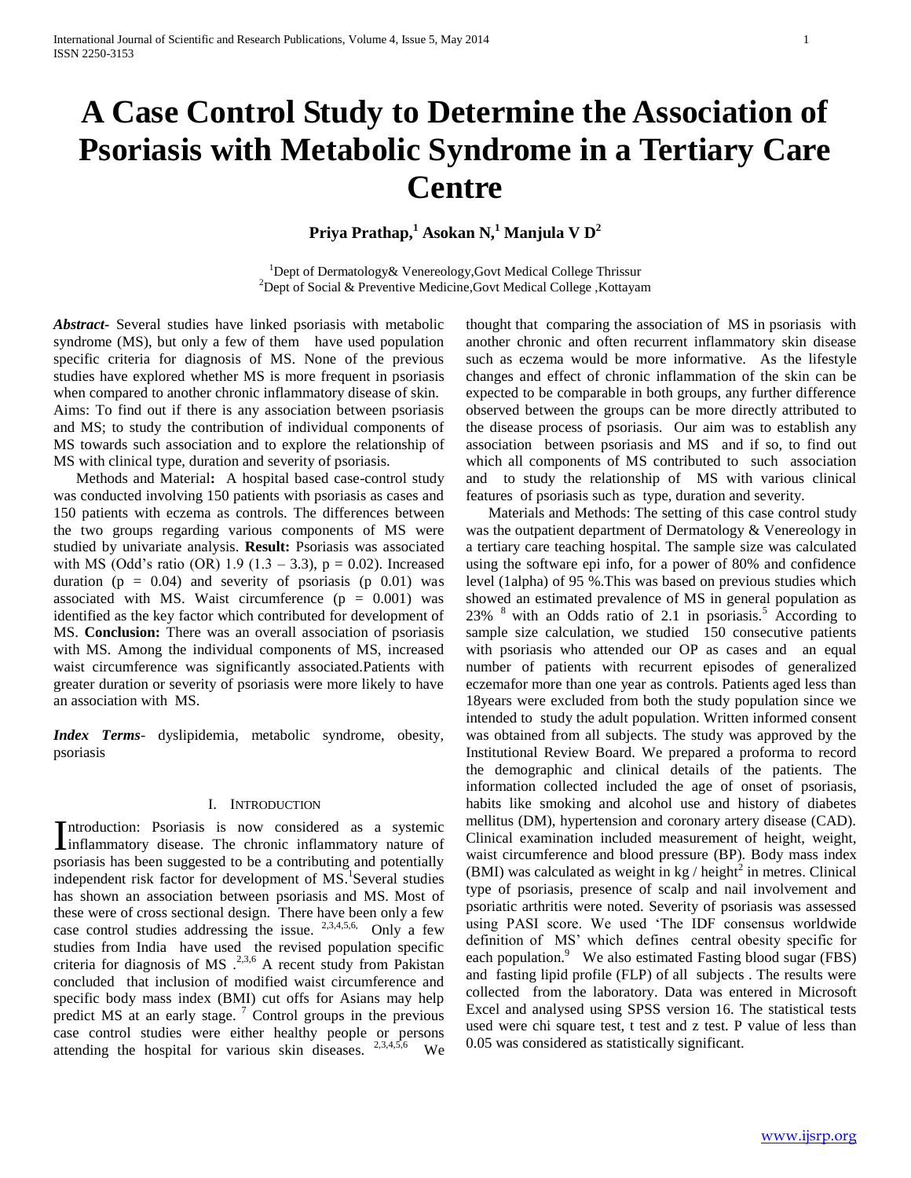# A Case Control Study to Determine the Association of Psoriasis with Metabolic Syndrome in a Tertiary Care Centre

**Priya Prathap,[1] Asokan N,[1] Manjula V D[2]**

[1]Dept of Dermatology& Venereology,Govt Medical College Thrissur
[2]Dept of Social & Preventive Medicine,Govt Medical College ,Kottayam

***Abstract*-** Several studies have linked psoriasis with metabolic syndrome (MS), but only a few of them have used population specific criteria for diagnosis of MS. None of the previous studies have explored whether MS is more frequent in psoriasis when compared to another chronic inflammatory disease of skin. Aims: To find out if there is any association between psoriasis and MS; to study the contribution of individual components of MS towards such association and to explore the relationship of MS with clinical type, duration and severity of psoriasis.

Methods and Material**:** A hospital based case-control study was conducted involving 150 patients with psoriasis as cases and 150 patients with eczema as controls. The differences between the two groups regarding various components of MS were studied by univariate analysis. **Result:** Psoriasis was associated with MS (Odd's ratio (OR) 1.9 (1.3 – 3.3), p = 0.02). Increased duration (p = 0.04) and severity of psoriasis (p 0.01) was associated with MS. Waist circumference (p = 0.001) was identified as the key factor which contributed for development of MS. **Conclusion:** There was an overall association of psoriasis with MS. Among the individual components of MS, increased waist circumference was significantly associated.Patients with greater duration or severity of psoriasis were more likely to have an association with MS.

***Index Terms*-** dyslipidemia, metabolic syndrome, obesity, psoriasis

## I. Introduction

Introduction: Psoriasis is now considered as a systemic inflammatory disease. The chronic inflammatory nature of psoriasis has been suggested to be a contributing and potentially independent risk factor for development of MS.[1]Several studies has shown an association between psoriasis and MS. Most of these were of cross sectional design. There have been only a few case control studies addressing the issue. [2,3,4,5,6,] Only a few studies from India have used the revised population specific criteria for diagnosis of MS .[2,3,6] A recent study from Pakistan concluded that inclusion of modified waist circumference and specific body mass index (BMI) cut offs for Asians may help predict MS at an early stage. [7] Control groups in the previous case control studies were either healthy people or persons attending the hospital for various skin diseases. [2,3,4,5,6] We thought that comparing the association of MS in psoriasis with another chronic and often recurrent inflammatory skin disease such as eczema would be more informative. As the lifestyle changes and effect of chronic inflammation of the skin can be expected to be comparable in both groups, any further difference observed between the groups can be more directly attributed to the disease process of psoriasis. Our aim was to establish any association between psoriasis and MS and if so, to find out which all components of MS contributed to such association and to study the relationship of MS with various clinical features of psoriasis such as type, duration and severity.

Materials and Methods: The setting of this case control study was the outpatient department of Dermatology & Venereology in a tertiary care teaching hospital. The sample size was calculated using the software epi info, for a power of 80% and confidence level (1alpha) of 95 %.This was based on previous studies which showed an estimated prevalence of MS in general population as 23% [8] with an Odds ratio of 2.1 in psoriasis.[5] According to sample size calculation, we studied 150 consecutive patients with psoriasis who attended our OP as cases and an equal number of patients with recurrent episodes of generalized eczemafor more than one year as controls. Patients aged less than 18years were excluded from both the study population since we intended to study the adult population. Written informed consent was obtained from all subjects. The study was approved by the Institutional Review Board. We prepared a proforma to record the demographic and clinical details of the patients. The information collected included the age of onset of psoriasis, habits like smoking and alcohol use and history of diabetes mellitus (DM), hypertension and coronary artery disease (CAD). Clinical examination included measurement of height, weight, waist circumference and blood pressure (BP). Body mass index (BMI) was calculated as weight in kg / height$^2$ in metres. Clinical type of psoriasis, presence of scalp and nail involvement and psoriatic arthritis were noted. Severity of psoriasis was assessed using PASI score. We used 'The IDF consensus worldwide definition of MS' which defines central obesity specific for each population.[9] We also estimated Fasting blood sugar (FBS) and fasting lipid profile (FLP) of all subjects . The results were collected from the laboratory. Data was entered in Microsoft Excel and analysed using SPSS version 16. The statistical tests used were chi square test, t test and z test. P value of less than 0.05 was considered as statistically significant.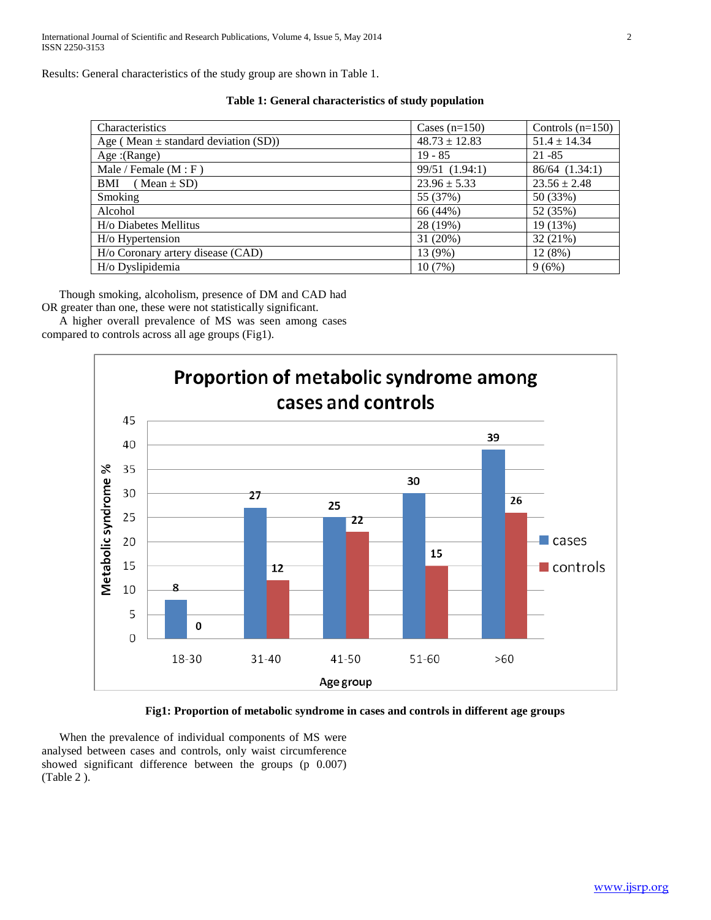Results: General characteristics of the study group are shown in Table 1.

**Table 1: General characteristics of study population**

| Characteristics | Cases (n=150) | Controls (n=150) |
| --- | --- | --- |
| Age ( Mean ± standard deviation (SD)) | 48.73 ± 12.83 | 51.4 ± 14.34 |
| Age :(Range) | 19 - 85 | 21 -85 |
| Male / Female (M : F ) | 99/51 (1.94:1) | 86/64 (1.34:1) |
| BMI ( Mean ± SD) | 23.96 ± 5.33 | 23.56 ± 2.48 |
| Smoking | 55 (37%) | 50 (33%) |
| Alcohol | 66 (44%) | 52 (35%) |
| H/o Diabetes Mellitus | 28 (19%) | 19 (13%) |
| H/o Hypertension | 31 (20%) | 32 (21%) |
| H/o Coronary artery disease (CAD) | 13 (9%) | 12 (8%) |
| H/o Dyslipidemia | 10 (7%) | 9 (6%) |

Though smoking, alcoholism, presence of DM and CAD had OR greater than one, these were not statistically significant.

A higher overall prevalence of MS was seen among cases compared to controls across all age groups (Fig1).

**Fig1: Proportion of metabolic syndrome in cases and controls in different age groups**

When the prevalence of individual components of MS were analysed between cases and controls, only waist circumference showed significant difference between the groups (p 0.007) (Table 2 ).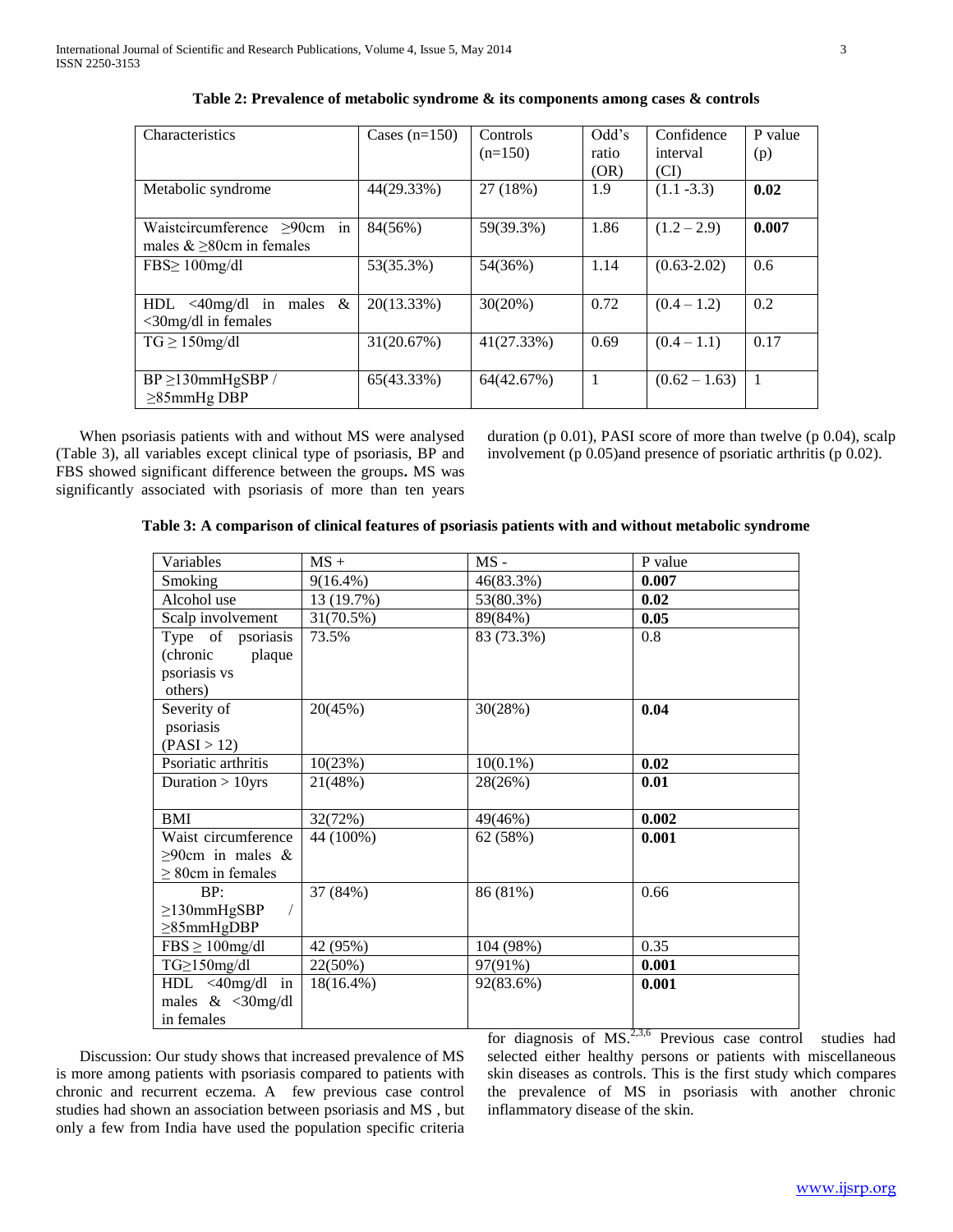**Table 2: Prevalence of metabolic syndrome & its components among cases & controls**

| Characteristics | Cases (n=150) | Controls (n=150) | Odd's ratio (OR) | Confidence interval (CI) | P value (p) |
|---|---|---|---|---|---|
| Metabolic syndrome | 44(29.33%) | 27 (18%) | 1.9 | (1.1 -3.3) | **0.02** |
| Waistcircumference ≥90cm in males & ≥80cm in females | 84(56%) | 59(39.3%) | 1.86 | (1.2 – 2.9) | **0.007** |
| FBS≥ 100mg/dl | 53(35.3%) | 54(36%) | 1.14 | (0.63-2.02) | 0.6 |
| HDL <40mg/dl in males & <30mg/dl in females | 20(13.33%) | 30(20%) | 0.72 | (0.4 – 1.2) | 0.2 |
| TG ≥ 150mg/dl | 31(20.67%) | 41(27.33%) | 0.69 | (0.4 – 1.1) | 0.17 |
| BP ≥130mmHgSBP / ≥85mmHg DBP | 65(43.33%) | 64(42.67%) | 1 | (0.62 – 1.63) | 1 |

When psoriasis patients with and without MS were analysed (Table 3), all variables except clinical type of psoriasis, BP and FBS showed significant difference between the groups**.** MS was significantly associated with psoriasis of more than ten years duration (p 0.01), PASI score of more than twelve (p 0.04), scalp involvement (p 0.05)and presence of psoriatic arthritis (p 0.02).

**Table 3: A comparison of clinical features of psoriasis patients with and without metabolic syndrome**

| Variables | MS + | MS - | P value |
|---|---|---|---|
| Smoking | 9(16.4%) | 46(83.3%) | **0.007** |
| Alcohol use | 13 (19.7%) | 53(80.3%) | **0.02** |
| Scalp involvement | 31(70.5%) | 89(84%) | **0.05** |
| Type of psoriasis (chronic plaque psoriasis vs others) | 73.5% | 83 (73.3%) | 0.8 |
| Severity of psoriasis (PASI > 12) | 20(45%) | 30(28%) | **0.04** |
| Psoriatic arthritis | 10(23%) | 10(0.1%) | **0.02** |
| Duration > 10yrs | 21(48%) | 28(26%) | **0.01** |
| BMI | 32(72%) | 49(46%) | **0.002** |
| Waist circumference ≥90cm in males & ≥ 80cm in females | 44 (100%) | 62 (58%) | **0.001** |
| BP: ≥130mmHgSBP / ≥85mmHgDBP | 37 (84%) | 86 (81%) | 0.66 |
| FBS ≥ 100mg/dl | 42 (95%) | 104 (98%) | 0.35 |
| TG≥150mg/dl | 22(50%) | 97(91%) | **0.001** |
| HDL <40mg/dl in males & <30mg/dl in females | 18(16.4%) | 92(83.6%) | **0.001** |

Discussion: Our study shows that increased prevalence of MS is more among patients with psoriasis compared to patients with chronic and recurrent eczema. A few previous case control studies had shown an association between psoriasis and MS , but only a few from India have used the population specific criteria for diagnosis of MS.[2,3,6] Previous case control studies had selected either healthy persons or patients with miscellaneous skin diseases as controls. This is the first study which compares the prevalence of MS in psoriasis with another chronic inflammatory disease of the skin.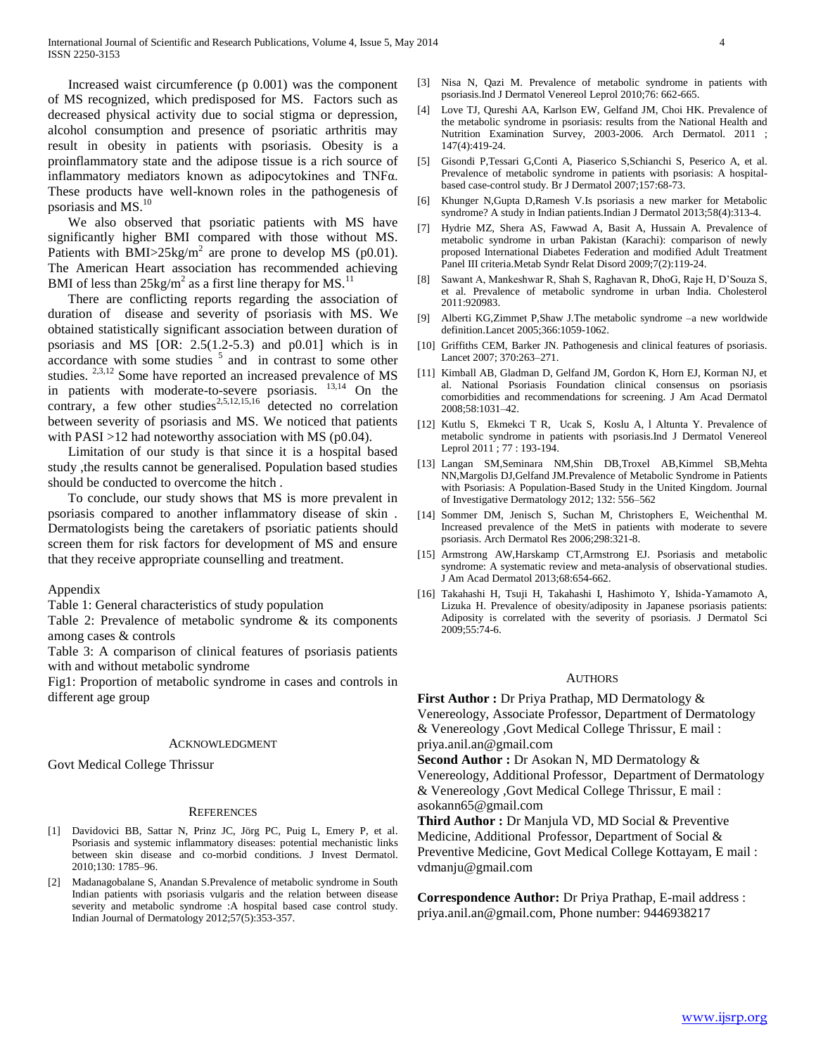Increased waist circumference (p 0.001) was the component of MS recognized, which predisposed for MS. Factors such as decreased physical activity due to social stigma or depression, alcohol consumption and presence of psoriatic arthritis may result in obesity in patients with psoriasis. Obesity is a proinflammatory state and the adipose tissue is a rich source of inflammatory mediators known as adipocytokines and TNFα. These products have well-known roles in the pathogenesis of psoriasis and MS.[10]

We also observed that psoriatic patients with MS have significantly higher BMI compared with those without MS. Patients with BMI>25kg/$m^2$ are prone to develop MS (p0.01). The American Heart association has recommended achieving BMI of less than 25kg/$m^2$ as a first line therapy for MS.[11]

There are conflicting reports regarding the association of duration of disease and severity of psoriasis with MS. We obtained statistically significant association between duration of psoriasis and MS [OR: 2.5(1.2-5.3) and p0.01] which is in accordance with some studies [5] and in contrast to some other studies. [2,3,12] Some have reported an increased prevalence of MS in patients with moderate-to-severe psoriasis. [13,14] On the contrary, a few other studies[2,5,12,15,16] detected no correlation between severity of psoriasis and MS. We noticed that patients with PASI >12 had noteworthy association with MS (p0.04).

Limitation of our study is that since it is a hospital based study ,the results cannot be generalised. Population based studies should be conducted to overcome the hitch .

To conclude, our study shows that MS is more prevalent in psoriasis compared to another inflammatory disease of skin . Dermatologists being the caretakers of psoriatic patients should screen them for risk factors for development of MS and ensure that they receive appropriate counselling and treatment.

Appendix

Table 1: General characteristics of study population

Table 2: Prevalence of metabolic syndrome & its components among cases & controls

Table 3: A comparison of clinical features of psoriasis patients with and without metabolic syndrome

Fig1: Proportion of metabolic syndrome in cases and controls in different age group

## ACKNOWLEDGMENT

Govt Medical College Thrissur

## REFERENCES

[1] Davidovici BB, Sattar N, Prinz JC, Jörg PC, Puig L, Emery P, et al. Psoriasis and systemic inflammatory diseases: potential mechanistic links between skin disease and co-morbid conditions. J Invest Dermatol. 2010;130: 1785–96.

[2] Madanagobalane S, Anandan S.Prevalence of metabolic syndrome in South Indian patients with psoriasis vulgaris and the relation between disease severity and metabolic syndrome :A hospital based case control study. Indian Journal of Dermatology 2012;57(5):353-357.

[3] Nisa N, Qazi M. Prevalence of metabolic syndrome in patients with psoriasis.Ind J Dermatol Venereol Leprol 2010;76: 662-665.

[4] Love TJ, Qureshi AA, Karlson EW, Gelfand JM, Choi HK. Prevalence of the metabolic syndrome in psoriasis: results from the National Health and Nutrition Examination Survey, 2003-2006. Arch Dermatol. 2011 ; 147(4):419-24.

[5] Gisondi P,Tessari G,Conti A, Piaserico S,Schianchi S, Peserico A, et al. Prevalence of metabolic syndrome in patients with psoriasis: A hospital-based case-control study. Br J Dermatol 2007;157:68-73.

[6] Khunger N,Gupta D,Ramesh V.Is psoriasis a new marker for Metabolic syndrome? A study in Indian patients.Indian J Dermatol 2013;58(4):313-4.

[7] Hydrie MZ, Shera AS, Fawwad A, Basit A, Hussain A. Prevalence of metabolic syndrome in urban Pakistan (Karachi): comparison of newly proposed International Diabetes Federation and modified Adult Treatment Panel III criteria.Metab Syndr Relat Disord 2009;7(2):119-24.

[8] Sawant A, Mankeshwar R, Shah S, Raghavan R, DhoG, Raje H, D'Souza S, et al. Prevalence of metabolic syndrome in urban India. Cholesterol 2011:920983.

[9] Alberti KG,Zimmet P,Shaw J.The metabolic syndrome –a new worldwide definition.Lancet 2005;366:1059-1062.

[10] Griffiths CEM, Barker JN. Pathogenesis and clinical features of psoriasis. Lancet 2007; 370:263–271.

[11] Kimball AB, Gladman D, Gelfand JM, Gordon K, Horn EJ, Korman NJ, et al. National Psoriasis Foundation clinical consensus on psoriasis comorbidities and recommendations for screening. J Am Acad Dermatol 2008;58:1031–42.

[12] Kutlu S, Ekmekci T R, Ucak S, Koslu A, l Altunta Y. Prevalence of metabolic syndrome in patients with psoriasis.Ind J Dermatol Venereol Leprol 2011 ; 77 : 193-194.

[13] Langan SM,Seminara NM,Shin DB,Troxel AB,Kimmel SB,Mehta NN,Margolis DJ,Gelfand JM.Prevalence of Metabolic Syndrome in Patients with Psoriasis: A Population-Based Study in the United Kingdom. Journal of Investigative Dermatology 2012; 132: 556–562

[14] Sommer DM, Jenisch S, Suchan M, Christophers E, Weichenthal M. Increased prevalence of the MetS in patients with moderate to severe psoriasis. Arch Dermatol Res 2006;298:321-8.

[15] Armstrong AW,Harskamp CT,Armstrong EJ. Psoriasis and metabolic syndrome: A systematic review and meta-analysis of observational studies. J Am Acad Dermatol 2013;68:654-662.

[16] Takahashi H, Tsuji H, Takahashi I, Hashimoto Y, Ishida-Yamamoto A, Lizuka H. Prevalence of obesity/adiposity in Japanese psoriasis patients: Adiposity is correlated with the severity of psoriasis. J Dermatol Sci 2009;55:74-6.

## AUTHORS

**First Author :** Dr Priya Prathap, MD Dermatology & Venereology, Associate Professor, Department of Dermatology & Venereology ,Govt Medical College Thrissur, E mail : priya.anil.an@gmail.com

**Second Author :** Dr Asokan N, MD Dermatology & Venereology, Additional Professor, Department of Dermatology & Venereology ,Govt Medical College Thrissur, E mail : asokann65@gmail.com

**Third Author :** Dr Manjula VD, MD Social & Preventive Medicine, Additional Professor, Department of Social & Preventive Medicine, Govt Medical College Kottayam, E mail : vdmanju@gmail.com

**Correspondence Author:** Dr Priya Prathap, E-mail address : priya.anil.an@gmail.com, Phone number: 9446938217